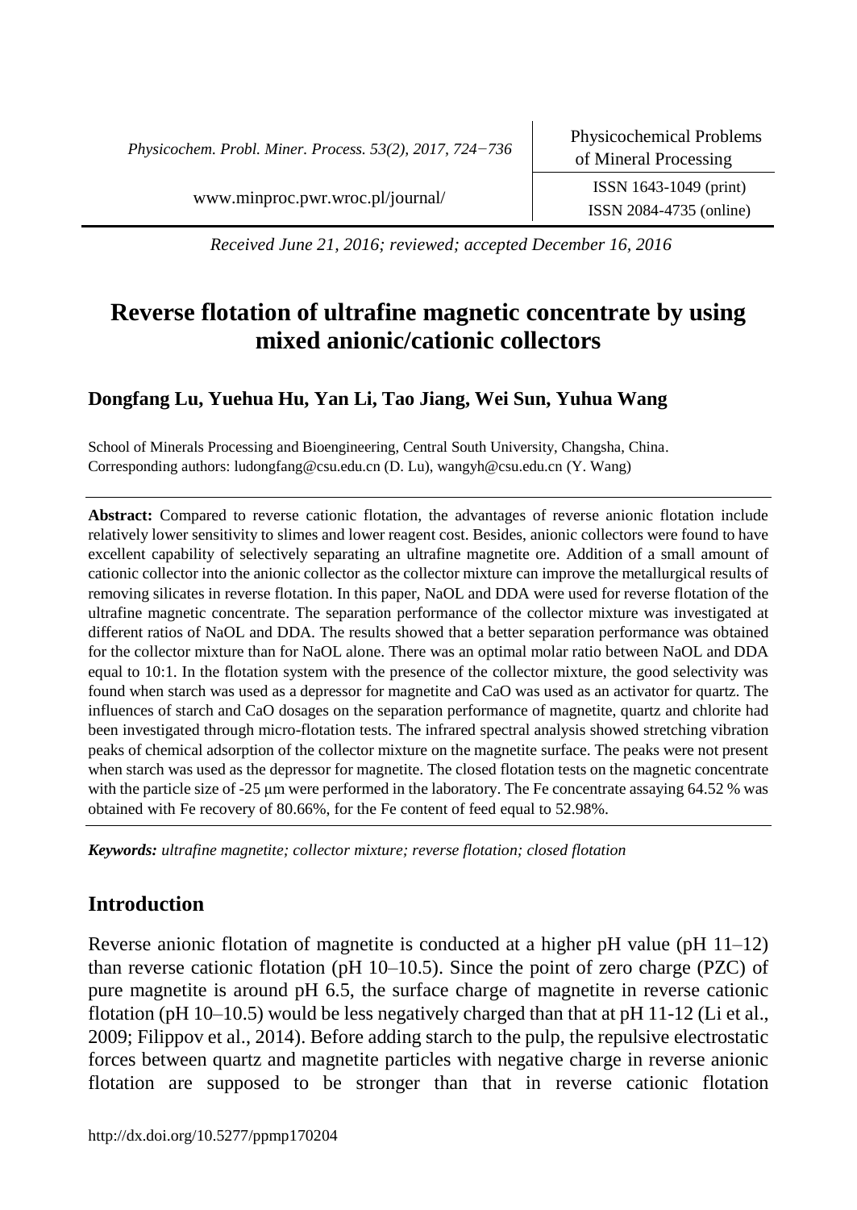*Received June 21, 2016; reviewed; accepted December 16, 2016*

# Reverse flotation of ultrafine magnetic concentrate by using mixed anionic/cationic collectors

**Dongfang Lu, Yuehua Hu, Yan Li, Tao Jiang, Wei Sun, Yuhua Wang**

School of Minerals Processing and Bioengineering, Central South University, Changsha, China.
Corresponding authors: ludongfang@csu.edu.cn (D. Lu), wangyh@csu.edu.cn (Y. Wang)

**Abstract:** Compared to reverse cationic flotation, the advantages of reverse anionic flotation include relatively lower sensitivity to slimes and lower reagent cost. Besides, anionic collectors were found to have excellent capability of selectively separating an ultrafine magnetite ore. Addition of a small amount of cationic collector into the anionic collector as the collector mixture can improve the metallurgical results of removing silicates in reverse flotation. In this paper, NaOL and DDA were used for reverse flotation of the ultrafine magnetic concentrate. The separation performance of the collector mixture was investigated at different ratios of NaOL and DDA. The results showed that a better separation performance was obtained for the collector mixture than for NaOL alone. There was an optimal molar ratio between NaOL and DDA equal to 10:1. In the flotation system with the presence of the collector mixture, the good selectivity was found when starch was used as a depressor for magnetite and CaO was used as an activator for quartz. The influences of starch and CaO dosages on the separation performance of magnetite, quartz and chlorite had been investigated through micro-flotation tests. The infrared spectral analysis showed stretching vibration peaks of chemical adsorption of the collector mixture on the magnetite surface. The peaks were not present when starch was used as the depressor for magnetite. The closed flotation tests on the magnetic concentrate with the particle size of -25 μm were performed in the laboratory. The Fe concentrate assaying 64.52 % was obtained with Fe recovery of 80.66%, for the Fe content of feed equal to 52.98%.

***Keywords:** ultrafine magnetite; collector mixture; reverse flotation; closed flotation*

## Introduction

Reverse anionic flotation of magnetite is conducted at a higher pH value (pH 11–12) than reverse cationic flotation (pH 10–10.5). Since the point of zero charge (PZC) of pure magnetite is around pH 6.5, the surface charge of magnetite in reverse cationic flotation (pH 10–10.5) would be less negatively charged than that at pH 11-12 (Li et al., 2009; Filippov et al., 2014). Before adding starch to the pulp, the repulsive electrostatic forces between quartz and magnetite particles with negative charge in reverse anionic flotation are supposed to be stronger than that in reverse cationic flotation

http://dx.doi.org/10.5277/ppmp170204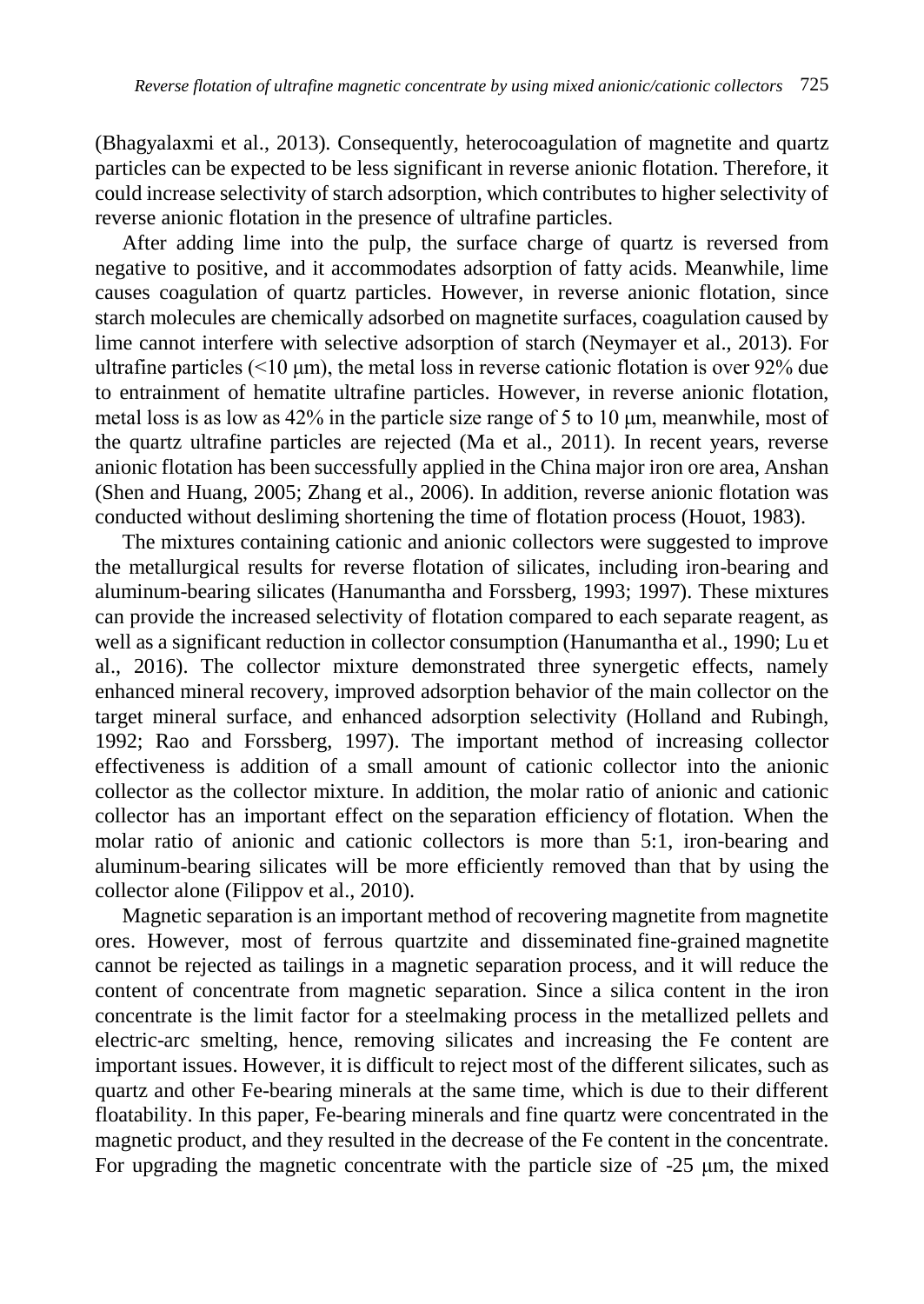(Bhagyalaxmi et al., 2013). Consequently, heterocoagulation of magnetite and quartz particles can be expected to be less significant in reverse anionic flotation. Therefore, it could increase selectivity of starch adsorption, which contributes to higher selectivity of reverse anionic flotation in the presence of ultrafine particles.

After adding lime into the pulp, the surface charge of quartz is reversed from negative to positive, and it accommodates adsorption of fatty acids. Meanwhile, lime causes coagulation of quartz particles. However, in reverse anionic flotation, since starch molecules are chemically adsorbed on magnetite surfaces, coagulation caused by lime cannot interfere with selective adsorption of starch (Neymayer et al., 2013). For ultrafine particles (<10 μm), the metal loss in reverse cationic flotation is over 92% due to entrainment of hematite ultrafine particles. However, in reverse anionic flotation, metal loss is as low as 42% in the particle size range of 5 to 10 μm, meanwhile, most of the quartz ultrafine particles are rejected (Ma et al., 2011). In recent years, reverse anionic flotation has been successfully applied in the China major iron ore area, Anshan (Shen and Huang, 2005; Zhang et al., 2006). In addition, reverse anionic flotation was conducted without desliming shortening the time of flotation process (Houot, 1983).

The mixtures containing cationic and anionic collectors were suggested to improve the metallurgical results for reverse flotation of silicates, including iron-bearing and aluminum-bearing silicates (Hanumantha and Forssberg, 1993; 1997). These mixtures can provide the increased selectivity of flotation compared to each separate reagent, as well as a significant reduction in collector consumption (Hanumantha et al., 1990; Lu et al., 2016). The collector mixture demonstrated three synergetic effects, namely enhanced mineral recovery, improved adsorption behavior of the main collector on the target mineral surface, and enhanced adsorption selectivity (Holland and Rubingh, 1992; Rao and Forssberg, 1997). The important method of increasing collector effectiveness is addition of a small amount of cationic collector into the anionic collector as the collector mixture. In addition, the molar ratio of anionic and cationic collector has an important effect on the separation efficiency of flotation. When the molar ratio of anionic and cationic collectors is more than 5:1, iron-bearing and aluminum-bearing silicates will be more efficiently removed than that by using the collector alone (Filippov et al., 2010).

Magnetic separation is an important method of recovering magnetite from magnetite ores. However, most of ferrous quartzite and disseminated fine-grained magnetite cannot be rejected as tailings in a magnetic separation process, and it will reduce the content of concentrate from magnetic separation. Since a silica content in the iron concentrate is the limit factor for a steelmaking process in the metallized pellets and electric-arc smelting, hence, removing silicates and increasing the Fe content are important issues. However, it is difficult to reject most of the different silicates, such as quartz and other Fe-bearing minerals at the same time, which is due to their different floatability. In this paper, Fe-bearing minerals and fine quartz were concentrated in the magnetic product, and they resulted in the decrease of the Fe content in the concentrate. For upgrading the magnetic concentrate with the particle size of -25 μm, the mixed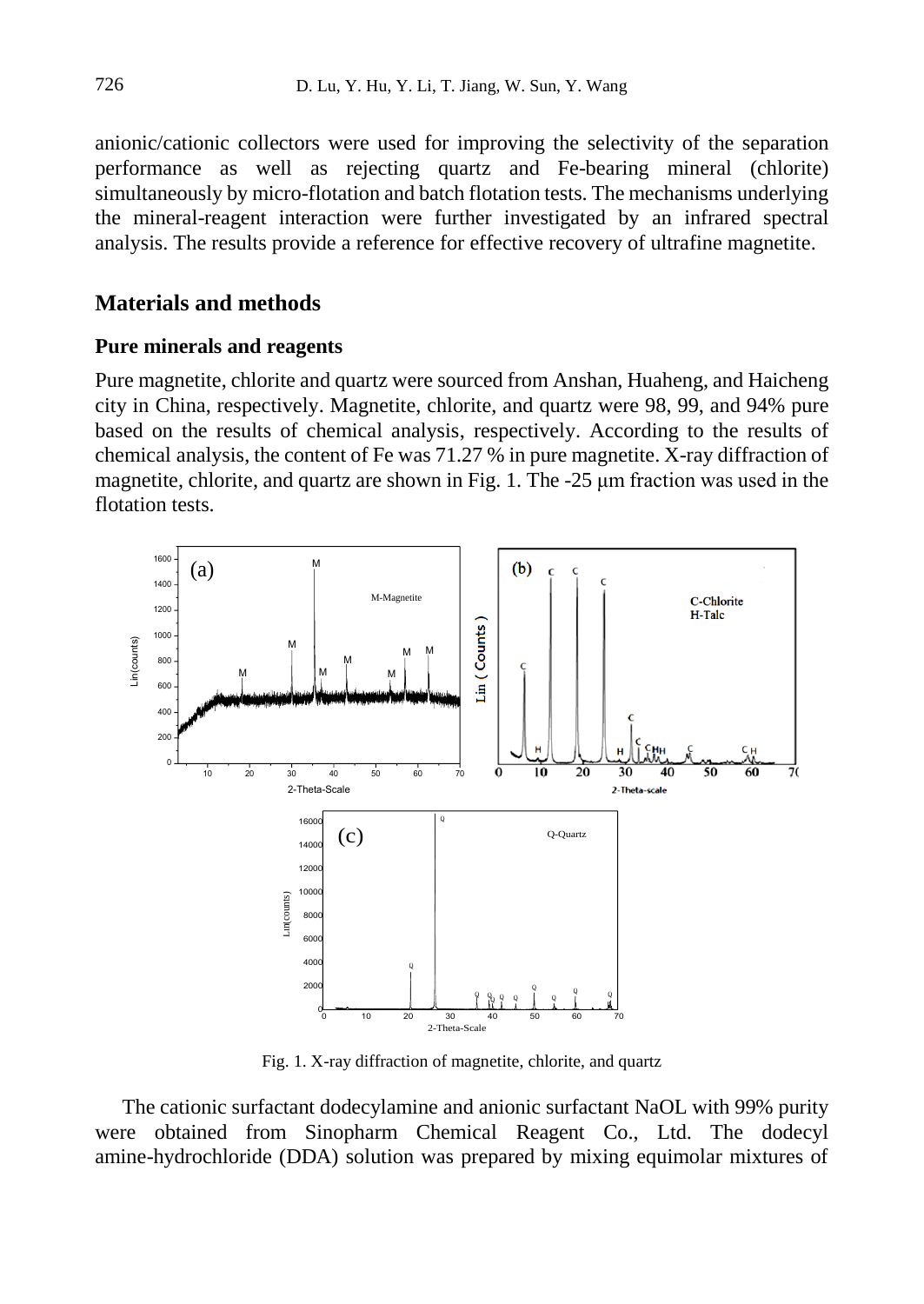anionic/cationic collectors were used for improving the selectivity of the separation performance as well as rejecting quartz and Fe-bearing mineral (chlorite) simultaneously by micro-flotation and batch flotation tests. The mechanisms underlying the mineral-reagent interaction were further investigated by an infrared spectral analysis. The results provide a reference for effective recovery of ultrafine magnetite.

## Materials and methods

### Pure minerals and reagents

Pure magnetite, chlorite and quartz were sourced from Anshan, Huaheng, and Haicheng city in China, respectively. Magnetite, chlorite, and quartz were 98, 99, and 94% pure based on the results of chemical analysis, respectively. According to the results of chemical analysis, the content of Fe was 71.27 % in pure magnetite. X-ray diffraction of magnetite, chlorite, and quartz are shown in Fig. 1. The -25 μm fraction was used in the flotation tests.

Fig. 1. X-ray diffraction of magnetite, chlorite, and quartz

The cationic surfactant dodecylamine and anionic surfactant NaOL with 99% purity were obtained from Sinopharm Chemical Reagent Co., Ltd. The dodecyl amine-hydrochloride (DDA) solution was prepared by mixing equimolar mixtures of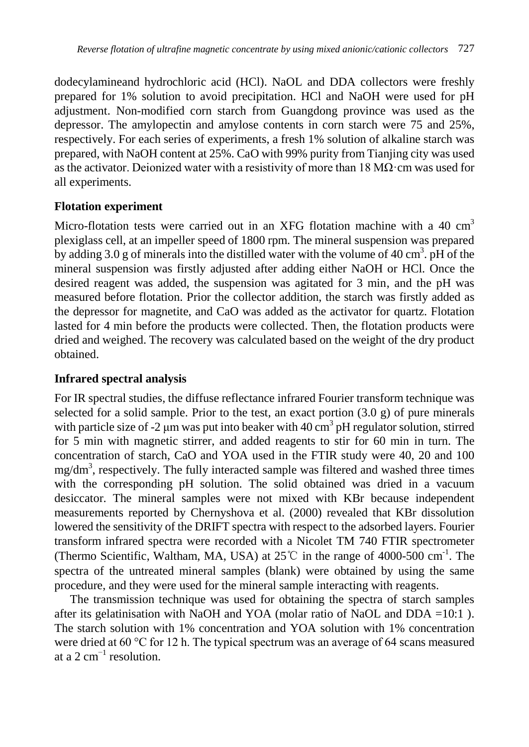dodecylamineand hydrochloric acid (HCl). NaOL and DDA collectors were freshly prepared for 1% solution to avoid precipitation. HCl and NaOH were used for pH adjustment. Non-modified corn starch from Guangdong province was used as the depressor. The amylopectin and amylose contents in corn starch were 75 and 25%, respectively. For each series of experiments, a fresh 1% solution of alkaline starch was prepared, with NaOH content at 25%. CaO with 99% purity from Tianjing city was used as the activator. Deionized water with a resistivity of more than 18 MΩ·cm was used for all experiments.

## Flotation experiment

Micro-flotation tests were carried out in an XFG flotation machine with a 40 $cm^3$ plexiglass cell, at an impeller speed of 1800 rpm. The mineral suspension was prepared by adding 3.0 g of minerals into the distilled water with the volume of 40 $cm^3$. pH of the mineral suspension was firstly adjusted after adding either NaOH or HCl. Once the desired reagent was added, the suspension was agitated for 3 min, and the pH was measured before flotation. Prior the collector addition, the starch was firstly added as the depressor for magnetite, and CaO was added as the activator for quartz. Flotation lasted for 4 min before the products were collected. Then, the flotation products were dried and weighed. The recovery was calculated based on the weight of the dry product obtained.

## Infrared spectral analysis

For IR spectral studies, the diffuse reflectance infrared Fourier transform technique was selected for a solid sample. Prior to the test, an exact portion (3.0 g) of pure minerals with particle size of -2 μm was put into beaker with 40 $cm^3$ pH regulator solution, stirred for 5 min with magnetic stirrer, and added reagents to stir for 60 min in turn. The concentration of starch, CaO and YOA used in the FTIR study were 40, 20 and 100 $mg/dm^3$, respectively. The fully interacted sample was filtered and washed three times with the corresponding pH solution. The solid obtained was dried in a vacuum desiccator. The mineral samples were not mixed with KBr because independent measurements reported by Chernyshova et al. (2000) revealed that KBr dissolution lowered the sensitivity of the DRIFT spectra with respect to the adsorbed layers. Fourier transform infrared spectra were recorded with a Nicolet TM 740 FTIR spectrometer (Thermo Scientific, Waltham, MA, USA) at 25℃ in the range of 4000-500 $cm^{-1}$. The spectra of the untreated mineral samples (blank) were obtained by using the same procedure, and they were used for the mineral sample interacting with reagents.

The transmission technique was used for obtaining the spectra of starch samples after its gelatinisation with NaOH and YOA (molar ratio of NaOL and DDA =10:1 ). The starch solution with 1% concentration and YOA solution with 1% concentration were dried at 60 °C for 12 h. The typical spectrum was an average of 64 scans measured at a 2 $cm^{-1}$ resolution.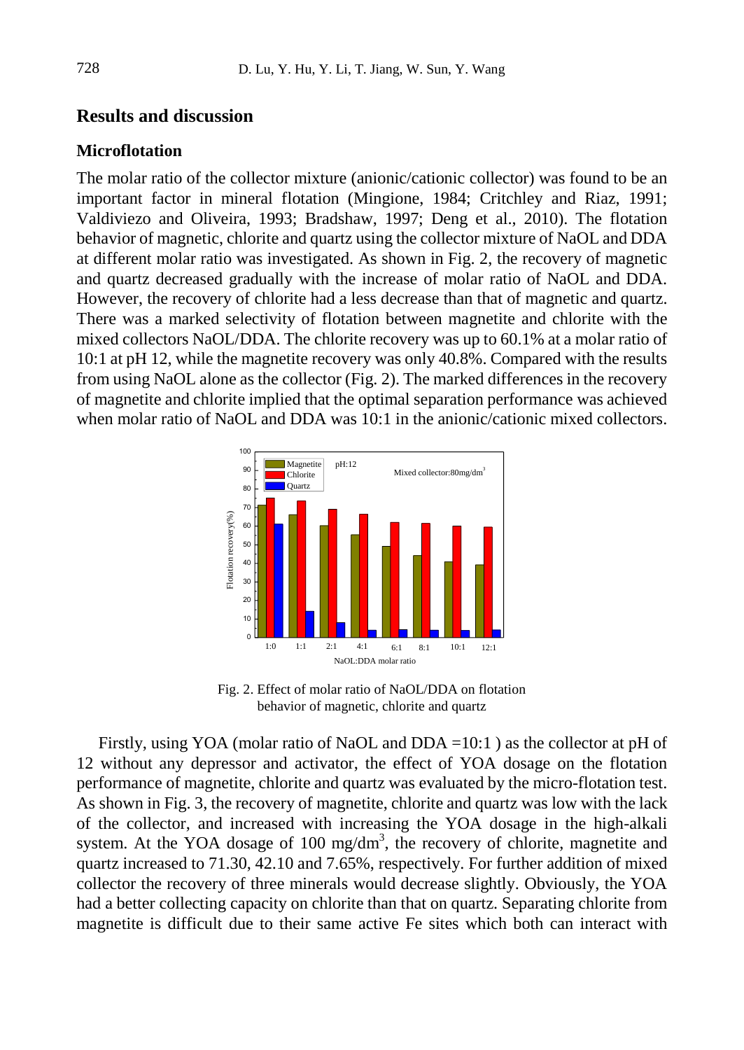## Results and discussion

### Microflotation

The molar ratio of the collector mixture (anionic/cationic collector) was found to be an important factor in mineral flotation (Mingione, 1984; Critchley and Riaz, 1991; Valdiviezo and Oliveira, 1993; Bradshaw, 1997; Deng et al., 2010). The flotation behavior of magnetic, chlorite and quartz using the collector mixture of NaOL and DDA at different molar ratio was investigated. As shown in Fig. 2, the recovery of magnetic and quartz decreased gradually with the increase of molar ratio of NaOL and DDA. However, the recovery of chlorite had a less decrease than that of magnetic and quartz. There was a marked selectivity of flotation between magnetite and chlorite with the mixed collectors NaOL/DDA. The chlorite recovery was up to 60.1% at a molar ratio of 10:1 at pH 12, while the magnetite recovery was only 40.8%. Compared with the results from using NaOL alone as the collector (Fig. 2). The marked differences in the recovery of magnetite and chlorite implied that the optimal separation performance was achieved when molar ratio of NaOL and DDA was 10:1 in the anionic/cationic mixed collectors.

Fig. 2. Effect of molar ratio of NaOL/DDA on flotation behavior of magnetic, chlorite and quartz

Firstly, using YOA (molar ratio of NaOL and DDA =10:1 ) as the collector at pH of 12 without any depressor and activator, the effect of YOA dosage on the flotation performance of magnetite, chlorite and quartz was evaluated by the micro-flotation test. As shown in Fig. 3, the recovery of magnetite, chlorite and quartz was low with the lack of the collector, and increased with increasing the YOA dosage in the high-alkali system. At the YOA dosage of 100 mg/dm$^3$, the recovery of chlorite, magnetite and quartz increased to 71.30, 42.10 and 7.65%, respectively. For further addition of mixed collector the recovery of three minerals would decrease slightly. Obviously, the YOA had a better collecting capacity on chlorite than that on quartz. Separating chlorite from magnetite is difficult due to their same active Fe sites which both can interact with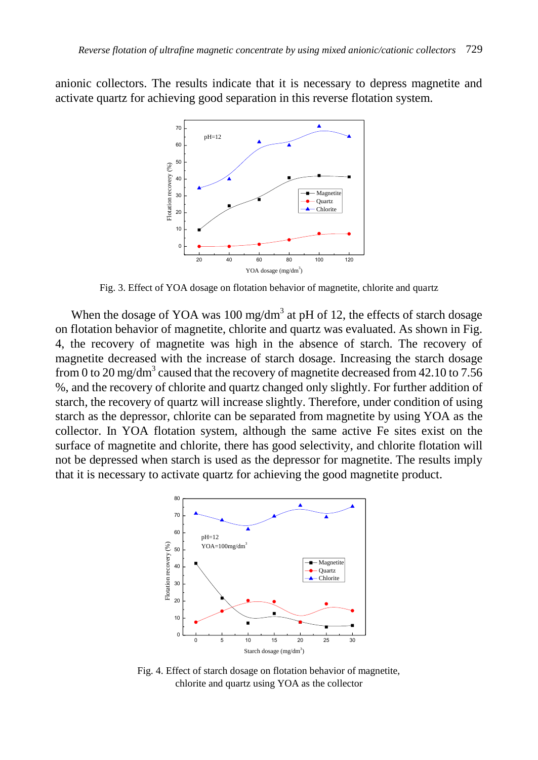anionic collectors. The results indicate that it is necessary to depress magnetite and activate quartz for achieving good separation in this reverse flotation system.

Fig. 3. Effect of YOA dosage on flotation behavior of magnetite, chlorite and quartz

When the dosage of YOA was 100 mg/dm$^3$ at pH of 12, the effects of starch dosage on flotation behavior of magnetite, chlorite and quartz was evaluated. As shown in Fig. 4, the recovery of magnetite was high in the absence of starch. The recovery of magnetite decreased with the increase of starch dosage. Increasing the starch dosage from 0 to 20 mg/dm$^3$ caused that the recovery of magnetite decreased from 42.10 to 7.56 %, and the recovery of chlorite and quartz changed only slightly. For further addition of starch, the recovery of quartz will increase slightly. Therefore, under condition of using starch as the depressor, chlorite can be separated from magnetite by using YOA as the collector. In YOA flotation system, although the same active Fe sites exist on the surface of magnetite and chlorite, there has good selectivity, and chlorite flotation will not be depressed when starch is used as the depressor for magnetite. The results imply that it is necessary to activate quartz for achieving the good magnetite product.

Fig. 4. Effect of starch dosage on flotation behavior of magnetite, chlorite and quartz using YOA as the collector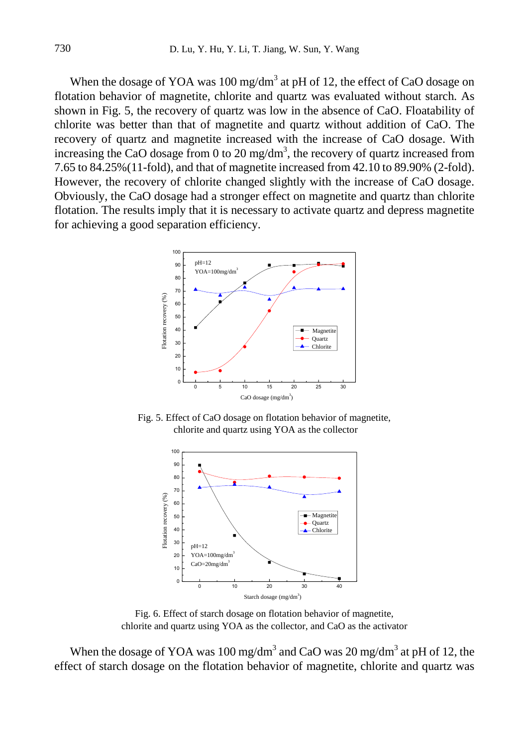When the dosage of YOA was 100 mg/dm$^3$ at pH of 12, the effect of CaO dosage on flotation behavior of magnetite, chlorite and quartz was evaluated without starch. As shown in Fig. 5, the recovery of quartz was low in the absence of CaO. Floatability of chlorite was better than that of magnetite and quartz without addition of CaO. The recovery of quartz and magnetite increased with the increase of CaO dosage. With increasing the CaO dosage from 0 to 20 mg/dm$^3$, the recovery of quartz increased from 7.65 to 84.25%(11-fold), and that of magnetite increased from 42.10 to 89.90% (2-fold). However, the recovery of chlorite changed slightly with the increase of CaO dosage. Obviously, the CaO dosage had a stronger effect on magnetite and quartz than chlorite flotation. The results imply that it is necessary to activate quartz and depress magnetite for achieving a good separation efficiency.

Fig. 5. Effect of CaO dosage on flotation behavior of magnetite, chlorite and quartz using YOA as the collector

Fig. 6. Effect of starch dosage on flotation behavior of magnetite, chlorite and quartz using YOA as the collector, and CaO as the activator

When the dosage of YOA was 100 mg/dm$^3$ and CaO was 20 mg/dm$^3$ at pH of 12, the effect of starch dosage on the flotation behavior of magnetite, chlorite and quartz was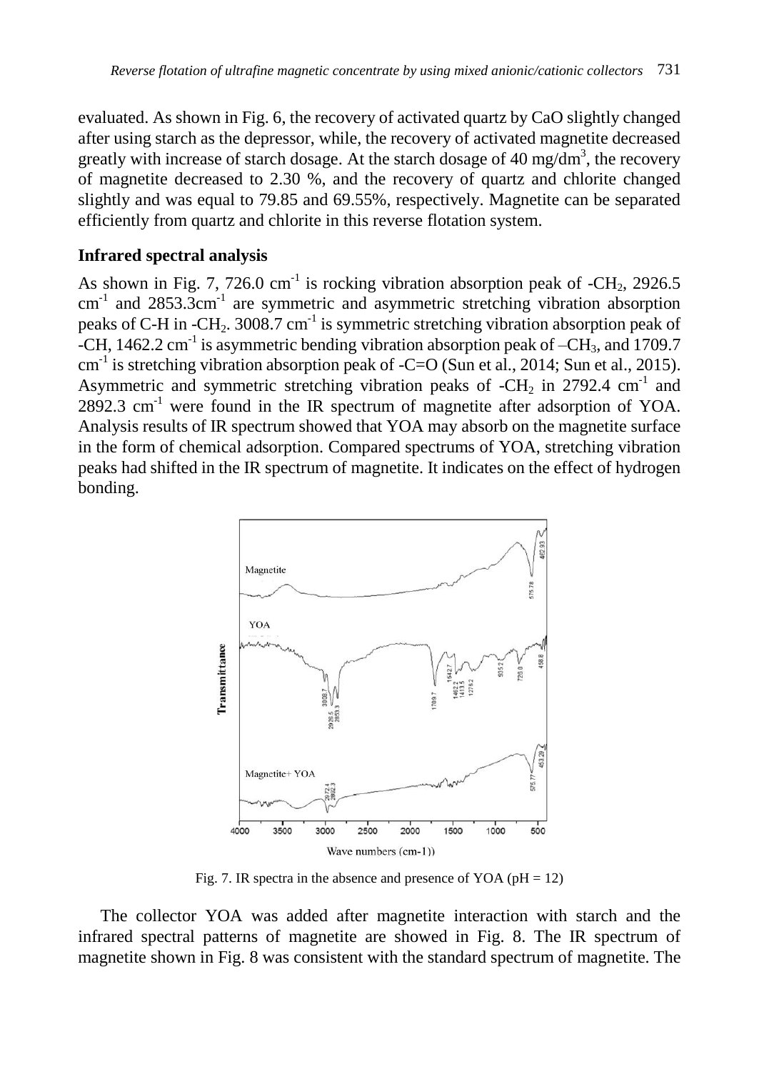evaluated. As shown in Fig. 6, the recovery of activated quartz by CaO slightly changed after using starch as the depressor, while, the recovery of activated magnetite decreased greatly with increase of starch dosage. At the starch dosage of 40 mg/dm$^3$, the recovery of magnetite decreased to 2.30 %, and the recovery of quartz and chlorite changed slightly and was equal to 79.85 and 69.55%, respectively. Magnetite can be separated efficiently from quartz and chlorite in this reverse flotation system.

### Infrared spectral analysis

As shown in Fig. 7, 726.0 cm$^{-1}$ is rocking vibration absorption peak of -$CH_2$, 2926.5 cm$^{-1}$ and 2853.3cm$^{-1}$ are symmetric and asymmetric stretching vibration absorption peaks of C-H in -$CH_2$. 3008.7 cm$^{-1}$ is symmetric stretching vibration absorption peak of -CH, 1462.2 cm$^{-1}$ is asymmetric bending vibration absorption peak of –$CH_3$, and 1709.7 cm$^{-1}$ is stretching vibration absorption peak of -C=O (Sun et al., 2014; Sun et al., 2015). Asymmetric and symmetric stretching vibration peaks of -$CH_2$ in 2792.4 cm$^{-1}$ and 2892.3 cm$^{-1}$ were found in the IR spectrum of magnetite after adsorption of YOA. Analysis results of IR spectrum showed that YOA may absorb on the magnetite surface in the form of chemical adsorption. Compared spectrums of YOA, stretching vibration peaks had shifted in the IR spectrum of magnetite. It indicates on the effect of hydrogen bonding.

Fig. 7. IR spectra in the absence and presence of YOA (pH = 12)

The collector YOA was added after magnetite interaction with starch and the infrared spectral patterns of magnetite are showed in Fig. 8. The IR spectrum of magnetite shown in Fig. 8 was consistent with the standard spectrum of magnetite. The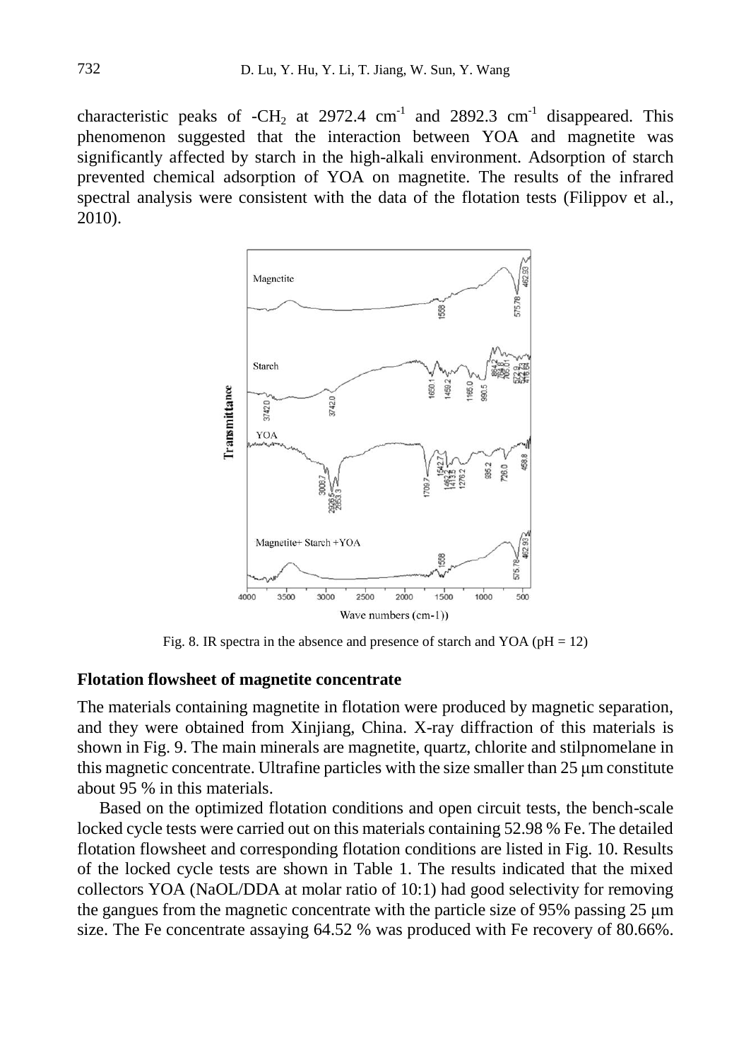characteristic peaks of $-CH_2$ at 2972.4 $cm^{-1}$ and 2892.3 $cm^{-1}$ disappeared. This phenomenon suggested that the interaction between YOA and magnetite was significantly affected by starch in the high-alkali environment. Adsorption of starch prevented chemical adsorption of YOA on magnetite. The results of the infrared spectral analysis were consistent with the data of the flotation tests (Filippov et al., 2010).

Fig. 8. IR spectra in the absence and presence of starch and YOA (pH = 12)

## Flotation flowsheet of magnetite concentrate

The materials containing magnetite in flotation were produced by magnetic separation, and they were obtained from Xinjiang, China. X-ray diffraction of this materials is shown in Fig. 9. The main minerals are magnetite, quartz, chlorite and stilpnomelane in this magnetic concentrate. Ultrafine particles with the size smaller than 25 μm constitute about 95 % in this materials.

Based on the optimized flotation conditions and open circuit tests, the bench-scale locked cycle tests were carried out on this materials containing 52.98 % Fe. The detailed flotation flowsheet and corresponding flotation conditions are listed in Fig. 10. Results of the locked cycle tests are shown in Table 1. The results indicated that the mixed collectors YOA (NaOL/DDA at molar ratio of 10:1) had good selectivity for removing the gangues from the magnetic concentrate with the particle size of 95% passing 25 μm size. The Fe concentrate assaying 64.52 % was produced with Fe recovery of 80.66%.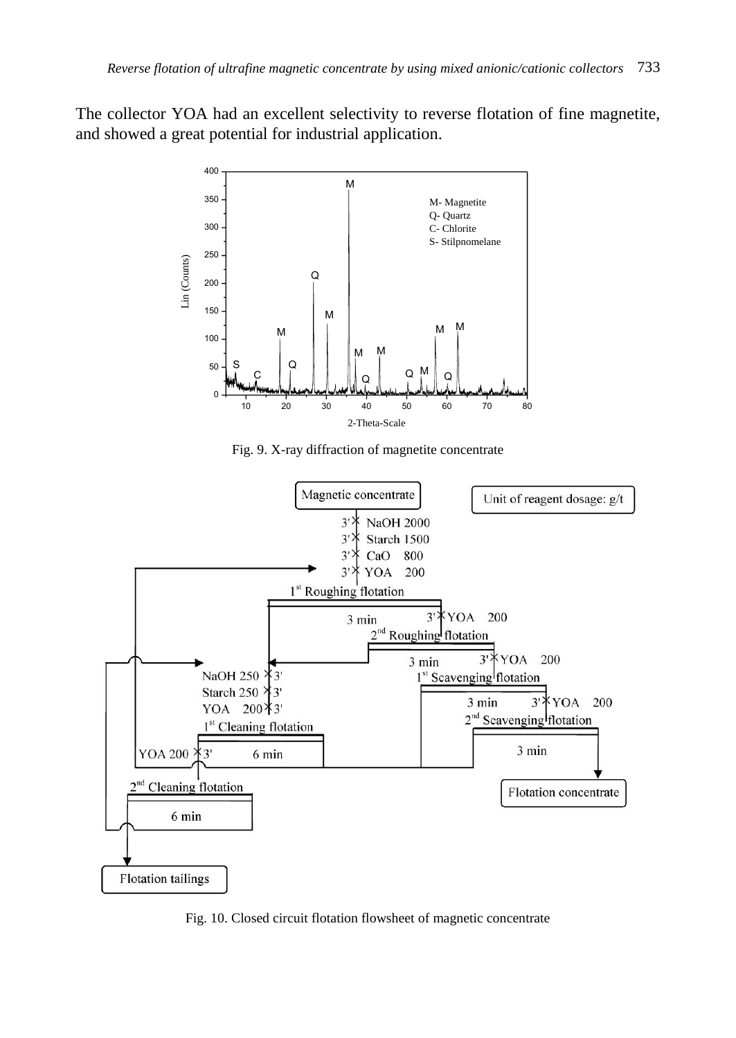The collector YOA had an excellent selectivity to reverse flotation of fine magnetite, and showed a great potential for industrial application.

Fig. 9. X-ray diffraction of magnetite concentrate

Fig. 10. Closed circuit flotation flowsheet of magnetic concentrate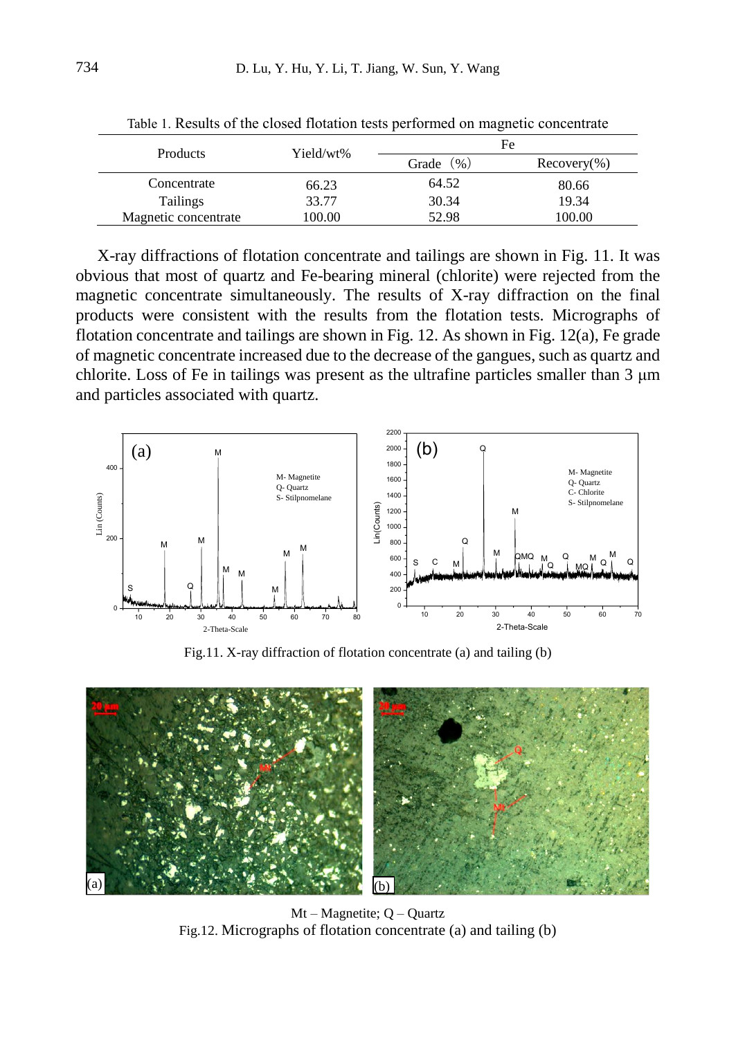Table 1. Results of the closed flotation tests performed on magnetic concentrate

| Products | Yield/wt% | Fe | |
|---|---|---|---|
| | | Grade （%） | Recovery(%) |
| Concentrate | 66.23 | 64.52 | 80.66 |
| Tailings | 33.77 | 30.34 | 19.34 |
| Magnetic concentrate | 100.00 | 52.98 | 100.00 |

X-ray diffractions of flotation concentrate and tailings are shown in Fig. 11. It was obvious that most of quartz and Fe-bearing mineral (chlorite) were rejected from the magnetic concentrate simultaneously. The results of X-ray diffraction on the final products were consistent with the results from the flotation tests. Micrographs of flotation concentrate and tailings are shown in Fig. 12. As shown in Fig. 12(a), Fe grade of magnetic concentrate increased due to the decrease of the gangues, such as quartz and chlorite. Loss of Fe in tailings was present as the ultrafine particles smaller than 3 μm and particles associated with quartz.

Fig.11. X-ray diffraction of flotation concentrate (a) and tailing (b)

Mt – Magnetite; Q – Quartz

Fig.12. Micrographs of flotation concentrate (a) and tailing (b)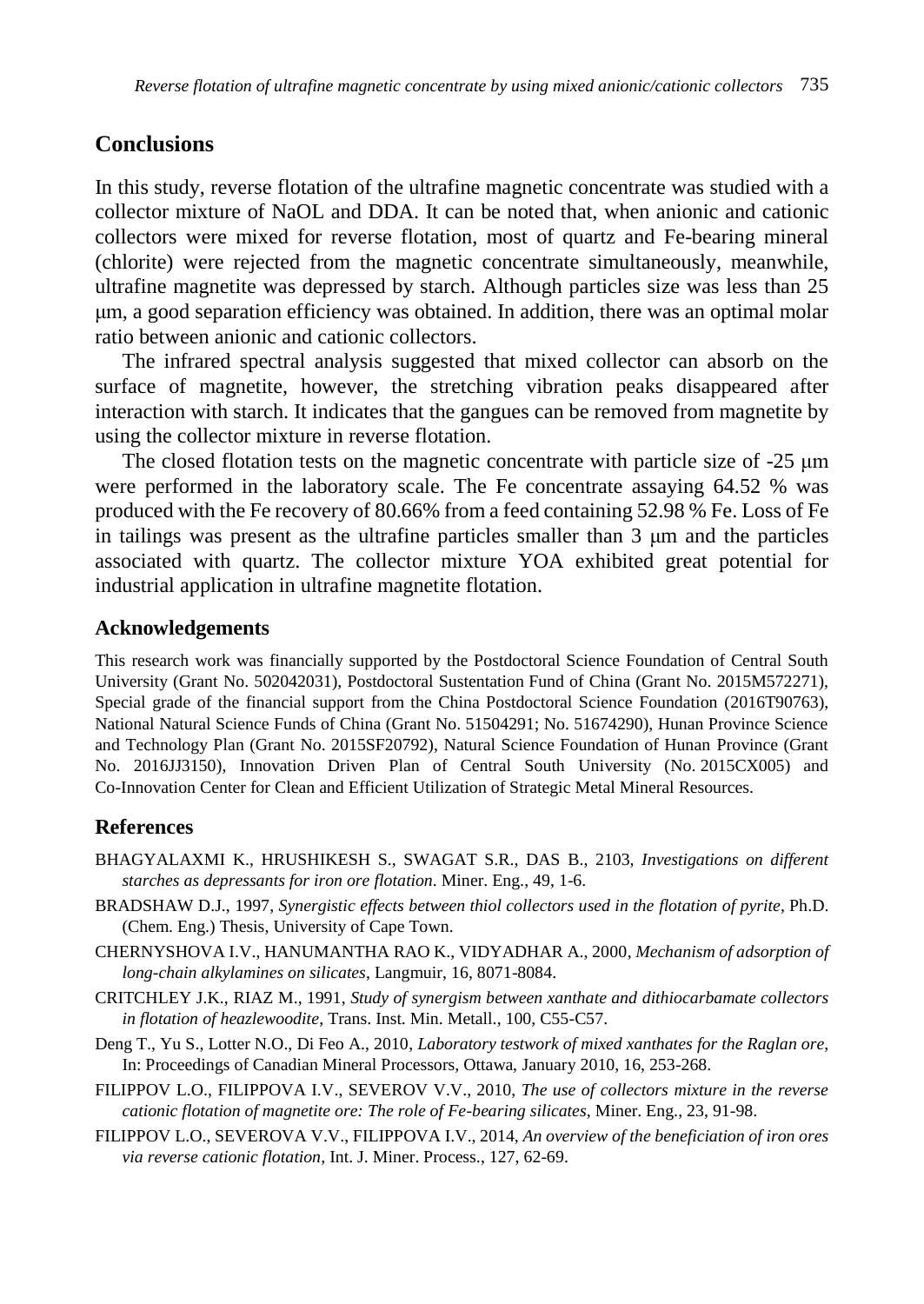## Conclusions

In this study, reverse flotation of the ultrafine magnetic concentrate was studied with a collector mixture of NaOL and DDA. It can be noted that, when anionic and cationic collectors were mixed for reverse flotation, most of quartz and Fe-bearing mineral (chlorite) were rejected from the magnetic concentrate simultaneously, meanwhile, ultrafine magnetite was depressed by starch. Although particles size was less than 25 μm, a good separation efficiency was obtained. In addition, there was an optimal molar ratio between anionic and cationic collectors.

The infrared spectral analysis suggested that mixed collector can absorb on the surface of magnetite, however, the stretching vibration peaks disappeared after interaction with starch. It indicates that the gangues can be removed from magnetite by using the collector mixture in reverse flotation.

The closed flotation tests on the magnetic concentrate with particle size of -25 μm were performed in the laboratory scale. The Fe concentrate assaying 64.52 % was produced with the Fe recovery of 80.66% from a feed containing 52.98 % Fe. Loss of Fe in tailings was present as the ultrafine particles smaller than 3 μm and the particles associated with quartz. The collector mixture YOA exhibited great potential for industrial application in ultrafine magnetite flotation.

### Acknowledgements

This research work was financially supported by the Postdoctoral Science Foundation of Central South University (Grant No. 502042031), Postdoctoral Sustentation Fund of China (Grant No. 2015M572271), Special grade of the financial support from the China Postdoctoral Science Foundation (2016T90763), National Natural Science Funds of China (Grant No. 51504291; No. 51674290), Hunan Province Science and Technology Plan (Grant No. 2015SF20792), Natural Science Foundation of Hunan Province (Grant No. 2016JJ3150), Innovation Driven Plan of Central South University (No. 2015CX005) and Co-Innovation Center for Clean and Efficient Utilization of Strategic Metal Mineral Resources.

## References

BHAGYALAXMI K., HRUSHIKESH S., SWAGAT S.R., DAS B., 2103, *Investigations on different starches as depressants for iron ore flotation*. Miner. Eng., 49, 1-6.

BRADSHAW D.J., 1997, *Synergistic effects between thiol collectors used in the flotation of pyrite*, Ph.D. (Chem. Eng.) Thesis, University of Cape Town.

CHERNYSHOVA I.V., HANUMANTHA RAO K., VIDYADHAR A., 2000, *Mechanism of adsorption of long-chain alkylamines on silicates*, Langmuir, 16, 8071-8084.

CRITCHLEY J.K., RIAZ M., 1991, *Study of synergism between xanthate and dithiocarbamate collectors in flotation of heazlewoodite*, Trans. Inst. Min. Metall., 100, C55-C57.

Deng T., Yu S., Lotter N.O., Di Feo A., 2010, *Laboratory testwork of mixed xanthates for the Raglan ore*, In: Proceedings of Canadian Mineral Processors, Ottawa, January 2010, 16, 253-268.

FILIPPOV L.O., FILIPPOVA I.V., SEVEROV V.V., 2010, *The use of collectors mixture in the reverse cationic flotation of magnetite ore: The role of Fe-bearing silicates*, Miner. Eng., 23, 91-98.

FILIPPOV L.O., SEVEROVA V.V., FILIPPOVA I.V., 2014, *An overview of the beneficiation of iron ores via reverse cationic flotation*, Int. J. Miner. Process., 127, 62-69.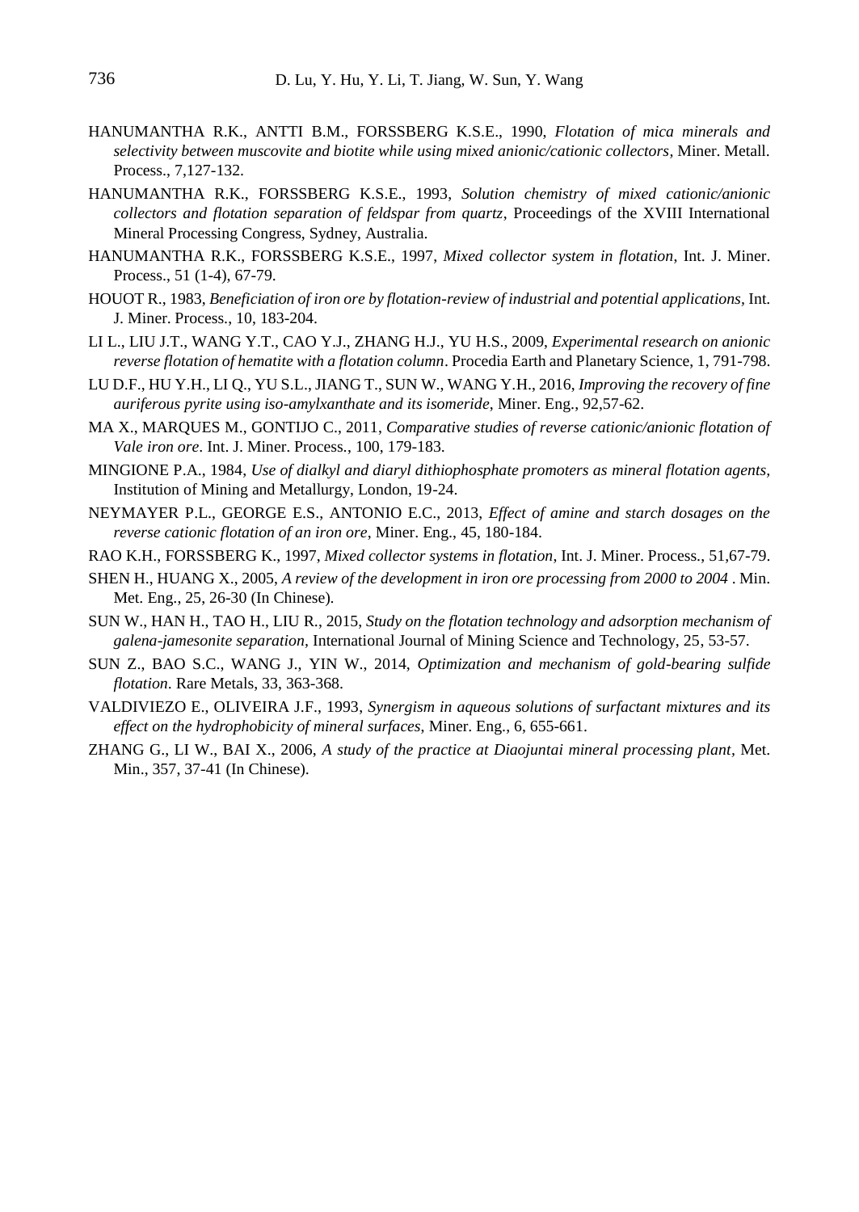HANUMANTHA R.K., ANTTI B.M., FORSSBERG K.S.E., 1990, *Flotation of mica minerals and selectivity between muscovite and biotite while using mixed anionic/cationic collectors*, Miner. Metall. Process., 7,127-132.

HANUMANTHA R.K., FORSSBERG K.S.E., 1993, *Solution chemistry of mixed cationic/anionic collectors and flotation separation of feldspar from quartz*, Proceedings of the XVIII International Mineral Processing Congress, Sydney, Australia.

HANUMANTHA R.K., FORSSBERG K.S.E., 1997, *Mixed collector system in flotation*, Int. J. Miner. Process., 51 (1-4), 67-79.

HOUOT R., 1983, *Beneficiation of iron ore by flotation-review of industrial and potential applications*, Int. J. Miner. Process., 10, 183-204.

LI L., LIU J.T., WANG Y.T., CAO Y.J., ZHANG H.J., YU H.S., 2009, *Experimental research on anionic reverse flotation of hematite with a flotation column*. Procedia Earth and Planetary Science, 1, 791-798.

LU D.F., HU Y.H., LI Q., YU S.L., JIANG T., SUN W., WANG Y.H., 2016, *Improving the recovery of fine auriferous pyrite using iso-amylxanthate and its isomeride*, Miner. Eng., 92,57-62.

MA X., MARQUES M., GONTIJO C., 2011, *Comparative studies of reverse cationic/anionic flotation of Vale iron ore*. Int. J. Miner. Process., 100, 179-183.

MINGIONE P.A., 1984, *Use of dialkyl and diaryl dithiophosphate promoters as mineral flotation agents*, Institution of Mining and Metallurgy, London, 19-24.

NEYMAYER P.L., GEORGE E.S., ANTONIO E.C., 2013, *Effect of amine and starch dosages on the reverse cationic flotation of an iron ore*, Miner. Eng., 45, 180-184.

RAO K.H., FORSSBERG K., 1997, *Mixed collector systems in flotation*, Int. J. Miner. Process., 51,67-79.

SHEN H., HUANG X., 2005, *A review of the development in iron ore processing from 2000 to 2004* . Min. Met. Eng., 25, 26-30 (In Chinese).

SUN W., HAN H., TAO H., LIU R., 2015, *Study on the flotation technology and adsorption mechanism of galena-jamesonite separation*, International Journal of Mining Science and Technology, 25, 53-57.

SUN Z., BAO S.C., WANG J., YIN W., 2014, *Optimization and mechanism of gold-bearing sulfide flotation*. Rare Metals, 33, 363-368.

VALDIVIEZO E., OLIVEIRA J.F., 1993, *Synergism in aqueous solutions of surfactant mixtures and its effect on the hydrophobicity of mineral surfaces*, Miner. Eng., 6, 655-661.

ZHANG G., LI W., BAI X., 2006, *A study of the practice at Diaojuntai mineral processing plant*, Met. Min., 357, 37-41 (In Chinese).